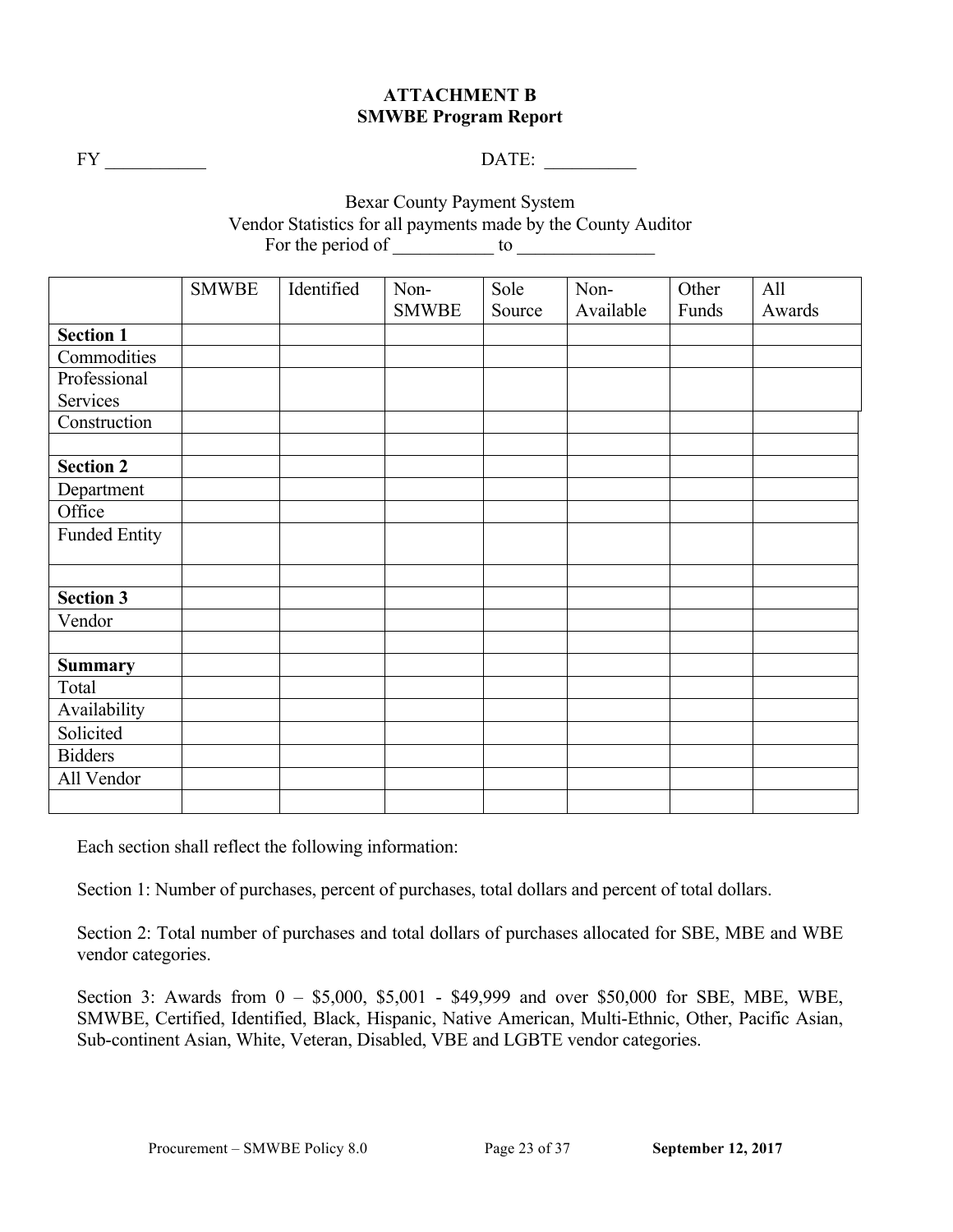**ATTACHMENT B**
**SMWBE Program Report**

FY ___________ DATE: __________

Bexar County Payment System
Vendor Statistics for all payments made by the County Auditor
For the period of ___________ to _______________

| | SMWBE | Identified | Non-SMWBE | Sole Source | Non-Available | Other Funds | All Awards |
|---|---|---|---|---|---|---|---|
| **Section 1** | | | | | | | |
| Commodities | | | | | | | |
| Professional Services | | | | | | | |
| Construction | | | | | | | |
| | | | | | | | |
| **Section 2** | | | | | | | |
| Department | | | | | | | |
| Office | | | | | | | |
| Funded Entity | | | | | | | |
| | | | | | | | |
| **Section 3** | | | | | | | |
| Vendor | | | | | | | |
| | | | | | | | |
| **Summary** | | | | | | | |
| Total | | | | | | | |
| Availability | | | | | | | |
| Solicited | | | | | | | |
| Bidders | | | | | | | |
| All Vendor | | | | | | | |
| | | | | | | | |

Each section shall reflect the following information:

Section 1: Number of purchases, percent of purchases, total dollars and percent of total dollars.

Section 2: Total number of purchases and total dollars of purchases allocated for SBE, MBE and WBE vendor categories.

Section 3: Awards from 0 – $5,000, $5,001 - $49,999 and over $50,000 for SBE, MBE, WBE, SMWBE, Certified, Identified, Black, Hispanic, Native American, Multi-Ethnic, Other, Pacific Asian, Sub-continent Asian, White, Veteran, Disabled, VBE and LGBTE vendor categories.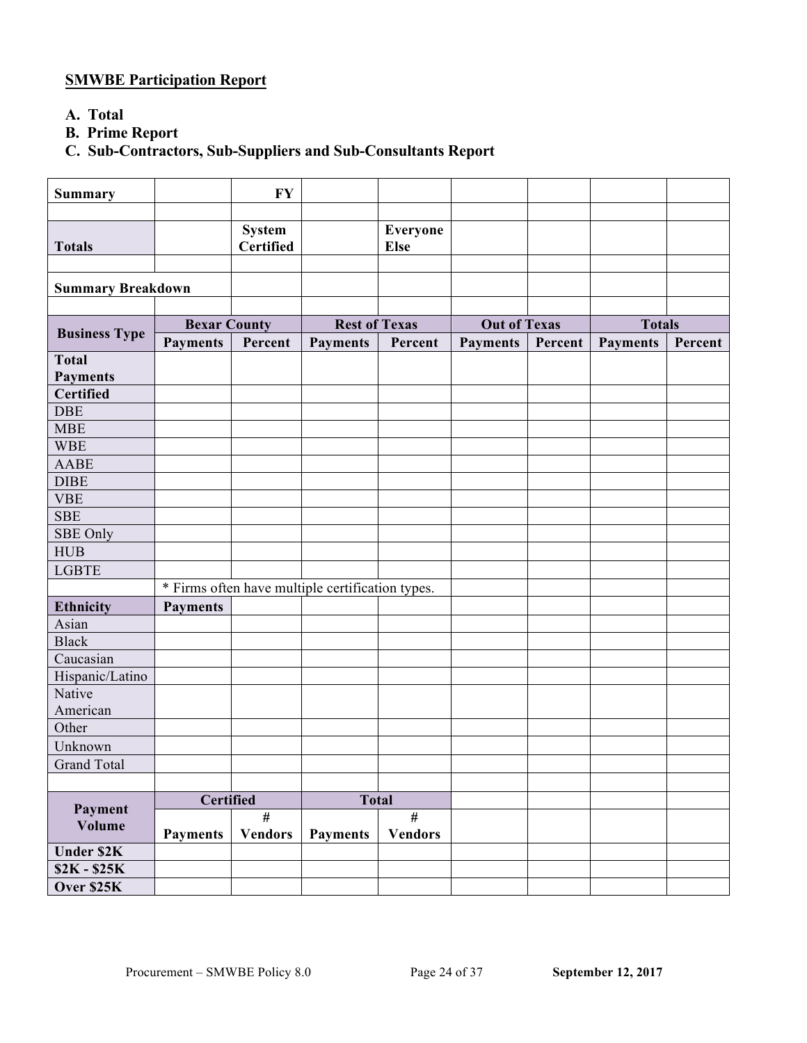## SMWBE Participation Report

**A. Total**
**B. Prime Report**
**C. Sub-Contractors, Sub-Suppliers and Sub-Consultants Report**

| | | | | | | | | |
|---|---|---|---|---|---|---|---|---|
| **Summary** | | **FY** | | | | | | |
| | | | | | | | | |
| **Totals** | | **System Certified** | | **Everyone Else** | | | | |
| | | | | | | | | |
| **Summary Breakdown** | | | | | | | | |
| | | | | | | | | |
| **Business Type** | **Bexar County** | | **Rest of Texas** | | **Out of Texas** | | **Totals** | |
| | **Payments** | **Percent** | **Payments** | **Percent** | **Payments** | **Percent** | **Payments** | **Percent** |
| **Total Payments** | | | | | | | | |
| **Certified** | | | | | | | | |
| DBE | | | | | | | | |
| MBE | | | | | | | | |
| WBE | | | | | | | | |
| AABE | | | | | | | | |
| DIBE | | | | | | | | |
| VBE | | | | | | | | |
| SBE | | | | | | | | |
| SBE Only | | | | | | | | |
| HUB | | | | | | | | |
| LGBTE | | | | | | | | |
| | * Firms often have multiple certification types. | | | | | | | |
| **Ethnicity** | **Payments** | | | | | | | |
| Asian | | | | | | | | |
| Black | | | | | | | | |
| Caucasian | | | | | | | | |
| Hispanic/Latino | | | | | | | | |
| Native American | | | | | | | | |
| Other | | | | | | | | |
| Unknown | | | | | | | | |
| Grand Total | | | | | | | | |
| | | | | | | | | |
| **Payment Volume** | **Certified** | | **Total** | | | | | |
| | **Payments** | **# Vendors** | **Payments** | **# Vendors** | | | | |
| **Under $2K** | | | | | | | | |
| **$2K - $25K** | | | | | | | | |
| **Over $25K** | | | | | | | | |